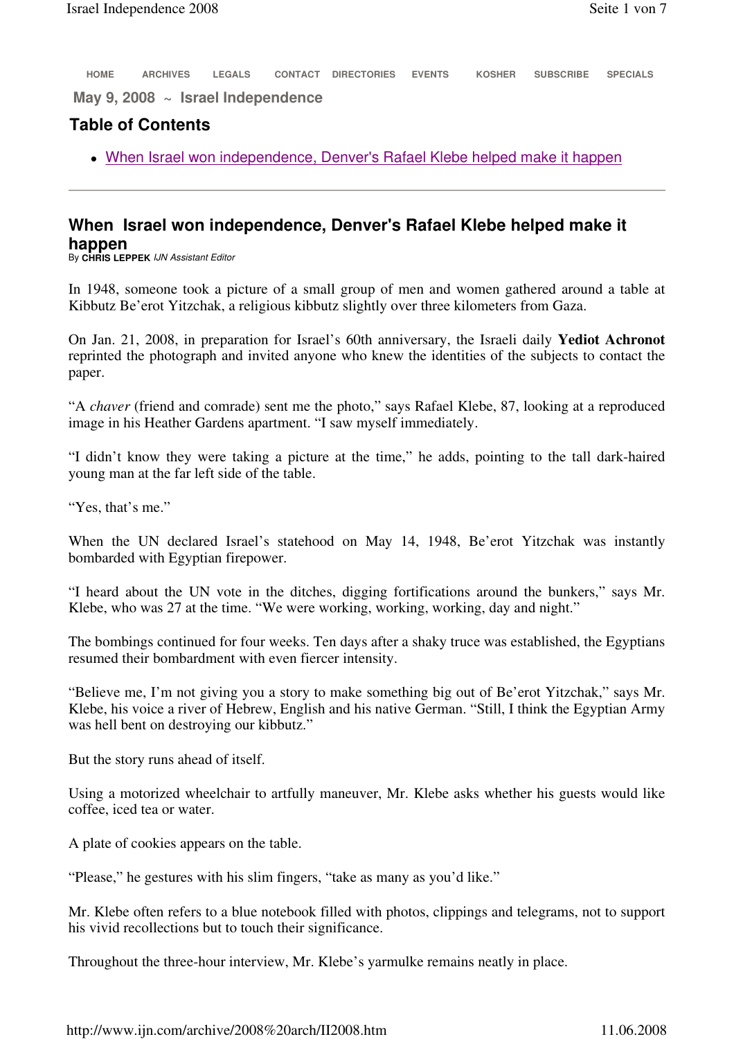HOME ARCHIVES LEGALS CONTACT DIRECTORIES EVENTS KOSHER SUBSCRIBE SPECIALS

**May 9, 2008 ~ Israel Independence**

## Table of Contents

- When Israel won independence, Denver's Rafael Klebe helped make it happen

---

## When Israel won independence, Denver's Rafael Klebe helped make it happen

By **CHRIS LEPPEK** *IJN Assistant Editor*

In 1948, someone took a picture of a small group of men and women gathered around a table at Kibbutz Be'erot Yitzchak, a religious kibbutz slightly over three kilometers from Gaza.

On Jan. 21, 2008, in preparation for Israel's 60th anniversary, the Israeli daily **Yediot Achronot** reprinted the photograph and invited anyone who knew the identities of the subjects to contact the paper.

"A *chaver* (friend and comrade) sent me the photo," says Rafael Klebe, 87, looking at a reproduced image in his Heather Gardens apartment. "I saw myself immediately.

"I didn't know they were taking a picture at the time," he adds, pointing to the tall dark-haired young man at the far left side of the table.

"Yes, that's me."

When the UN declared Israel's statehood on May 14, 1948, Be'erot Yitzchak was instantly bombarded with Egyptian firepower.

"I heard about the UN vote in the ditches, digging fortifications around the bunkers," says Mr. Klebe, who was 27 at the time. "We were working, working, working, day and night."

The bombings continued for four weeks. Ten days after a shaky truce was established, the Egyptians resumed their bombardment with even fiercer intensity.

"Believe me, I'm not giving you a story to make something big out of Be'erot Yitzchak," says Mr. Klebe, his voice a river of Hebrew, English and his native German. "Still, I think the Egyptian Army was hell bent on destroying our kibbutz."

But the story runs ahead of itself.

Using a motorized wheelchair to artfully maneuver, Mr. Klebe asks whether his guests would like coffee, iced tea or water.

A plate of cookies appears on the table.

"Please," he gestures with his slim fingers, "take as many as you'd like."

Mr. Klebe often refers to a blue notebook filled with photos, clippings and telegrams, not to support his vivid recollections but to touch their significance.

Throughout the three-hour interview, Mr. Klebe's yarmulke remains neatly in place.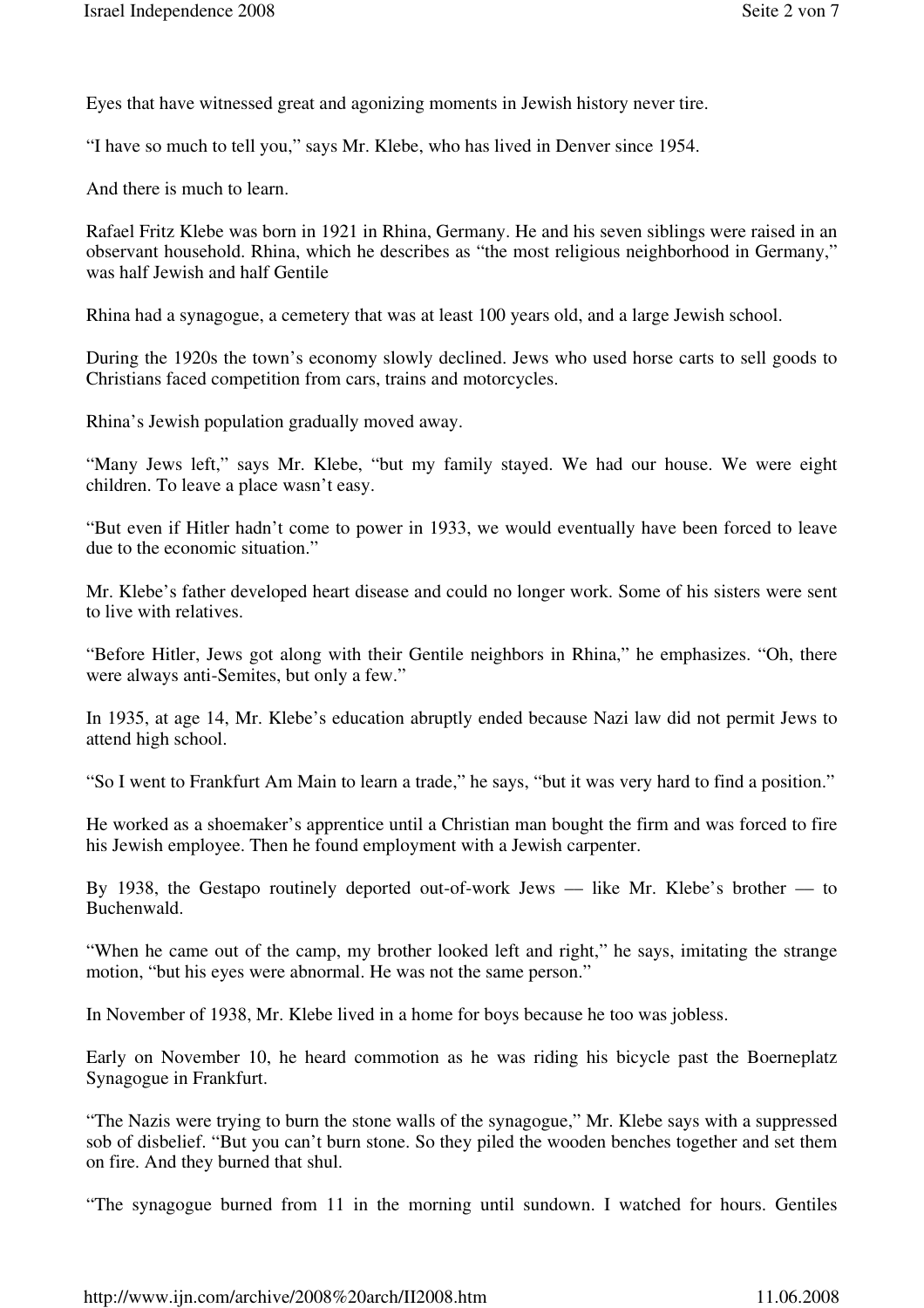Eyes that have witnessed great and agonizing moments in Jewish history never tire.

"I have so much to tell you," says Mr. Klebe, who has lived in Denver since 1954.

And there is much to learn.

Rafael Fritz Klebe was born in 1921 in Rhina, Germany. He and his seven siblings were raised in an observant household. Rhina, which he describes as "the most religious neighborhood in Germany," was half Jewish and half Gentile

Rhina had a synagogue, a cemetery that was at least 100 years old, and a large Jewish school.

During the 1920s the town's economy slowly declined. Jews who used horse carts to sell goods to Christians faced competition from cars, trains and motorcycles.

Rhina's Jewish population gradually moved away.

"Many Jews left," says Mr. Klebe, "but my family stayed. We had our house. We were eight children. To leave a place wasn't easy.

"But even if Hitler hadn't come to power in 1933, we would eventually have been forced to leave due to the economic situation."

Mr. Klebe's father developed heart disease and could no longer work. Some of his sisters were sent to live with relatives.

"Before Hitler, Jews got along with their Gentile neighbors in Rhina," he emphasizes. "Oh, there were always anti-Semites, but only a few."

In 1935, at age 14, Mr. Klebe's education abruptly ended because Nazi law did not permit Jews to attend high school.

"So I went to Frankfurt Am Main to learn a trade," he says, "but it was very hard to find a position."

He worked as a shoemaker's apprentice until a Christian man bought the firm and was forced to fire his Jewish employee. Then he found employment with a Jewish carpenter.

By 1938, the Gestapo routinely deported out-of-work Jews — like Mr. Klebe's brother — to Buchenwald.

"When he came out of the camp, my brother looked left and right," he says, imitating the strange motion, "but his eyes were abnormal. He was not the same person."

In November of 1938, Mr. Klebe lived in a home for boys because he too was jobless.

Early on November 10, he heard commotion as he was riding his bicycle past the Boerneplatz Synagogue in Frankfurt.

"The Nazis were trying to burn the stone walls of the synagogue," Mr. Klebe says with a suppressed sob of disbelief. "But you can't burn stone. So they piled the wooden benches together and set them on fire. And they burned that shul.

"The synagogue burned from 11 in the morning until sundown. I watched for hours. Gentiles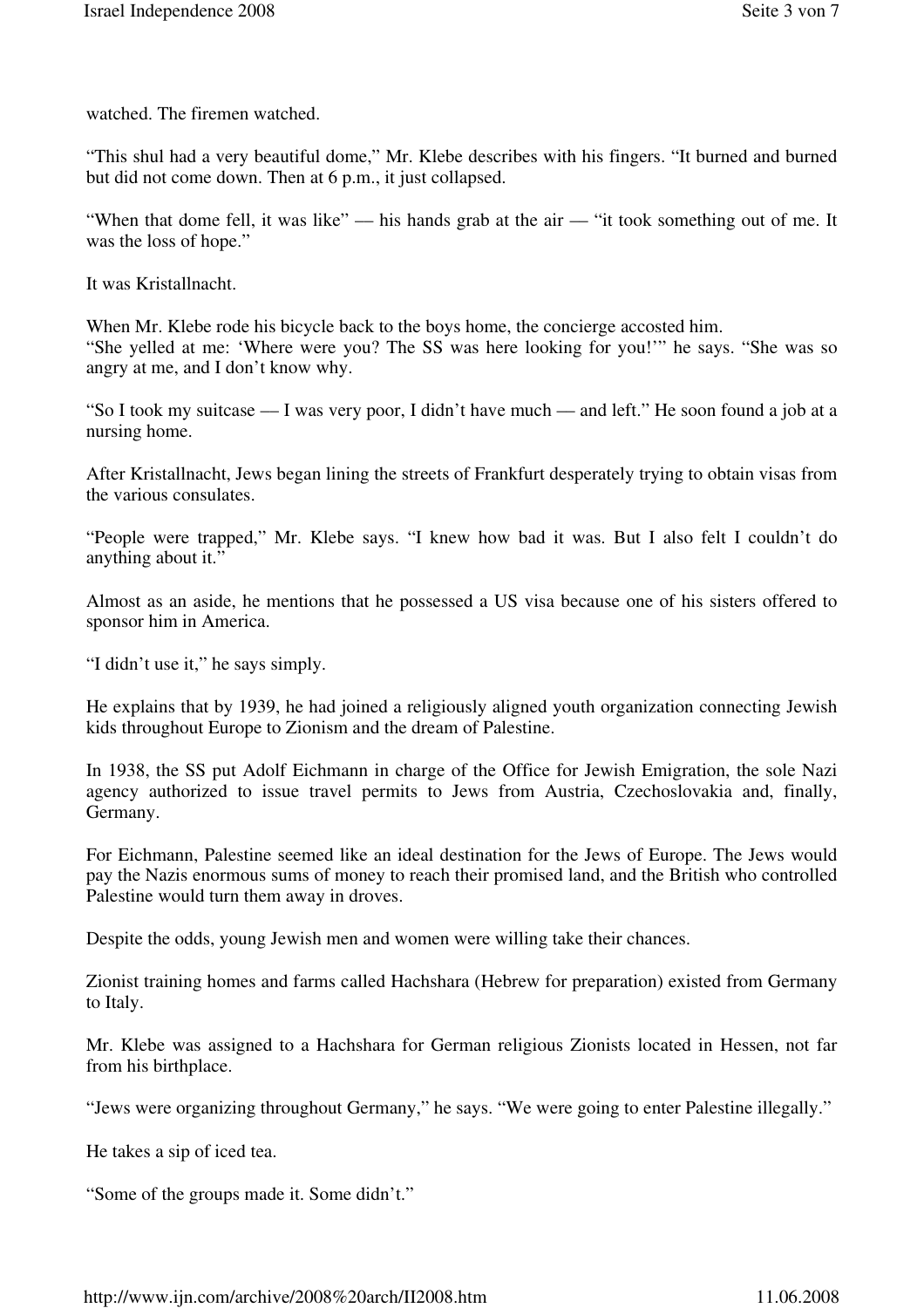watched. The firemen watched.

"This shul had a very beautiful dome," Mr. Klebe describes with his fingers. "It burned and burned but did not come down. Then at 6 p.m., it just collapsed.

"When that dome fell, it was like" — his hands grab at the air — "it took something out of me. It was the loss of hope."

It was Kristallnacht.

When Mr. Klebe rode his bicycle back to the boys home, the concierge accosted him.
"She yelled at me: 'Where were you? The SS was here looking for you!'" he says. "She was so angry at me, and I don't know why.

"So I took my suitcase — I was very poor, I didn't have much — and left." He soon found a job at a nursing home.

After Kristallnacht, Jews began lining the streets of Frankfurt desperately trying to obtain visas from the various consulates.

"People were trapped," Mr. Klebe says. "I knew how bad it was. But I also felt I couldn't do anything about it."

Almost as an aside, he mentions that he possessed a US visa because one of his sisters offered to sponsor him in America.

"I didn't use it," he says simply.

He explains that by 1939, he had joined a religiously aligned youth organization connecting Jewish kids throughout Europe to Zionism and the dream of Palestine.

In 1938, the SS put Adolf Eichmann in charge of the Office for Jewish Emigration, the sole Nazi agency authorized to issue travel permits to Jews from Austria, Czechoslovakia and, finally, Germany.

For Eichmann, Palestine seemed like an ideal destination for the Jews of Europe. The Jews would pay the Nazis enormous sums of money to reach their promised land, and the British who controlled Palestine would turn them away in droves.

Despite the odds, young Jewish men and women were willing take their chances.

Zionist training homes and farms called Hachshara (Hebrew for preparation) existed from Germany to Italy.

Mr. Klebe was assigned to a Hachshara for German religious Zionists located in Hessen, not far from his birthplace.

"Jews were organizing throughout Germany," he says. "We were going to enter Palestine illegally."

He takes a sip of iced tea.

"Some of the groups made it. Some didn't."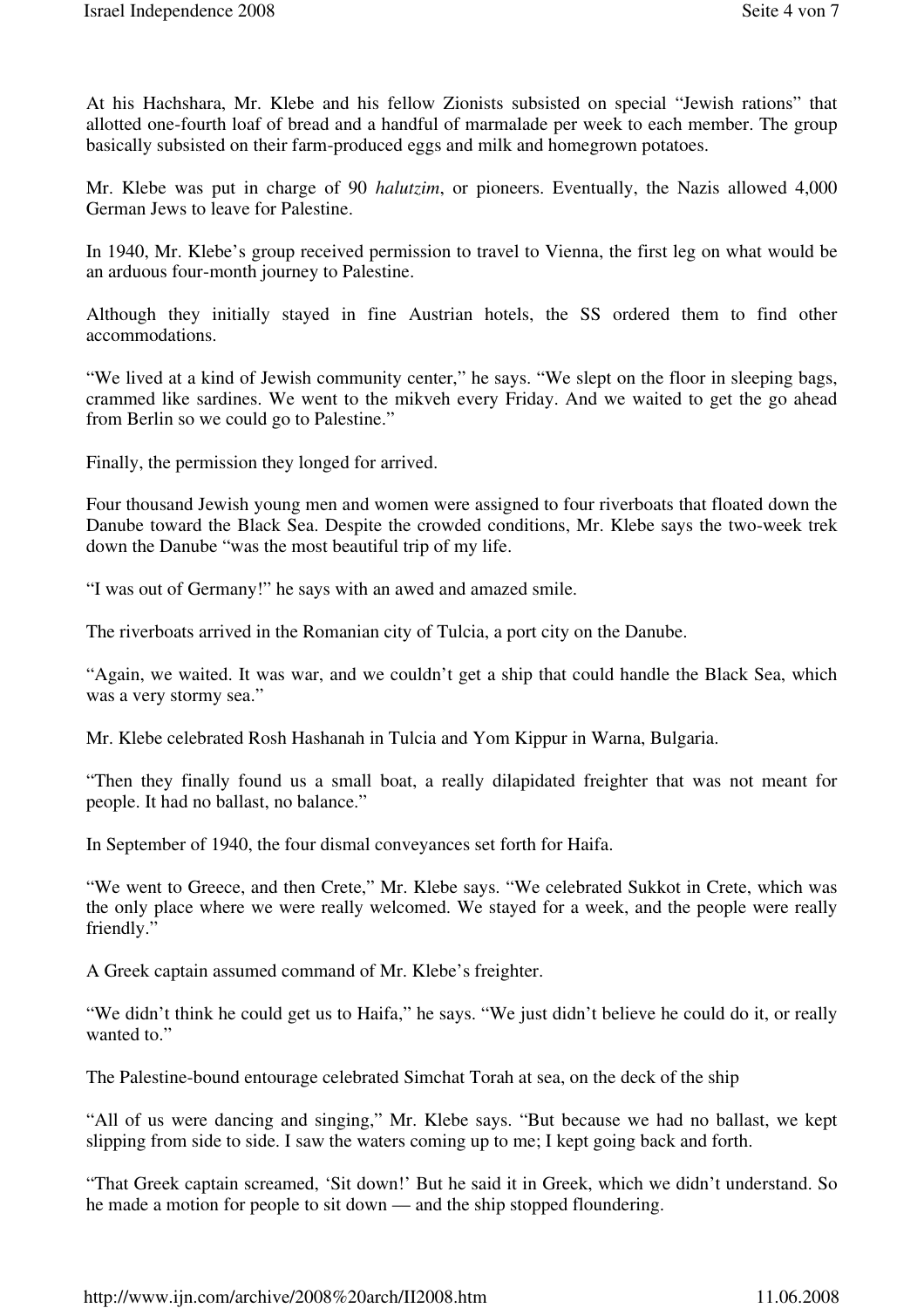At his Hachshara, Mr. Klebe and his fellow Zionists subsisted on special "Jewish rations" that allotted one-fourth loaf of bread and a handful of marmalade per week to each member. The group basically subsisted on their farm-produced eggs and milk and homegrown potatoes.

Mr. Klebe was put in charge of 90 *halutzim*, or pioneers. Eventually, the Nazis allowed 4,000 German Jews to leave for Palestine.

In 1940, Mr. Klebe's group received permission to travel to Vienna, the first leg on what would be an arduous four-month journey to Palestine.

Although they initially stayed in fine Austrian hotels, the SS ordered them to find other accommodations.

"We lived at a kind of Jewish community center," he says. "We slept on the floor in sleeping bags, crammed like sardines. We went to the mikveh every Friday. And we waited to get the go ahead from Berlin so we could go to Palestine."

Finally, the permission they longed for arrived.

Four thousand Jewish young men and women were assigned to four riverboats that floated down the Danube toward the Black Sea. Despite the crowded conditions, Mr. Klebe says the two-week trek down the Danube "was the most beautiful trip of my life.

"I was out of Germany!" he says with an awed and amazed smile.

The riverboats arrived in the Romanian city of Tulcia, a port city on the Danube.

"Again, we waited. It was war, and we couldn't get a ship that could handle the Black Sea, which was a very stormy sea."

Mr. Klebe celebrated Rosh Hashanah in Tulcia and Yom Kippur in Warna, Bulgaria.

"Then they finally found us a small boat, a really dilapidated freighter that was not meant for people. It had no ballast, no balance."

In September of 1940, the four dismal conveyances set forth for Haifa.

"We went to Greece, and then Crete," Mr. Klebe says. "We celebrated Sukkot in Crete, which was the only place where we were really welcomed. We stayed for a week, and the people were really friendly."

A Greek captain assumed command of Mr. Klebe's freighter.

"We didn't think he could get us to Haifa," he says. "We just didn't believe he could do it, or really wanted to."

The Palestine-bound entourage celebrated Simchat Torah at sea, on the deck of the ship

"All of us were dancing and singing," Mr. Klebe says. "But because we had no ballast, we kept slipping from side to side. I saw the waters coming up to me; I kept going back and forth.

"That Greek captain screamed, 'Sit down!' But he said it in Greek, which we didn't understand. So he made a motion for people to sit down — and the ship stopped floundering.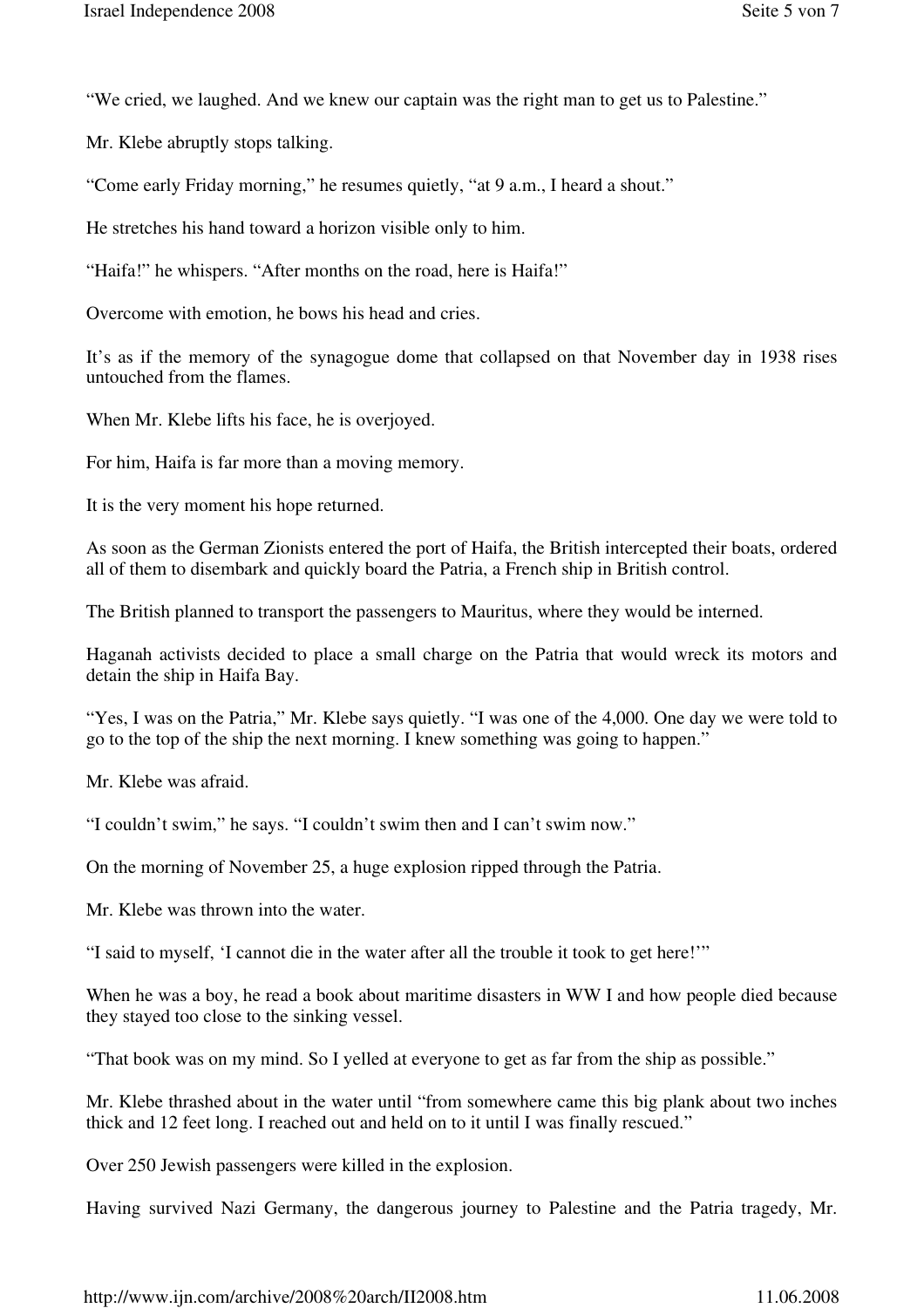"We cried, we laughed. And we knew our captain was the right man to get us to Palestine."

Mr. Klebe abruptly stops talking.

"Come early Friday morning," he resumes quietly, "at 9 a.m., I heard a shout."

He stretches his hand toward a horizon visible only to him.

"Haifa!" he whispers. "After months on the road, here is Haifa!"

Overcome with emotion, he bows his head and cries.

It's as if the memory of the synagogue dome that collapsed on that November day in 1938 rises untouched from the flames.

When Mr. Klebe lifts his face, he is overjoyed.

For him, Haifa is far more than a moving memory.

It is the very moment his hope returned.

As soon as the German Zionists entered the port of Haifa, the British intercepted their boats, ordered all of them to disembark and quickly board the Patria, a French ship in British control.

The British planned to transport the passengers to Mauritus, where they would be interned.

Haganah activists decided to place a small charge on the Patria that would wreck its motors and detain the ship in Haifa Bay.

"Yes, I was on the Patria," Mr. Klebe says quietly. "I was one of the 4,000. One day we were told to go to the top of the ship the next morning. I knew something was going to happen."

Mr. Klebe was afraid.

"I couldn't swim," he says. "I couldn't swim then and I can't swim now."

On the morning of November 25, a huge explosion ripped through the Patria.

Mr. Klebe was thrown into the water.

"I said to myself, 'I cannot die in the water after all the trouble it took to get here!'"

When he was a boy, he read a book about maritime disasters in WW I and how people died because they stayed too close to the sinking vessel.

"That book was on my mind. So I yelled at everyone to get as far from the ship as possible."

Mr. Klebe thrashed about in the water until "from somewhere came this big plank about two inches thick and 12 feet long. I reached out and held on to it until I was finally rescued."

Over 250 Jewish passengers were killed in the explosion.

Having survived Nazi Germany, the dangerous journey to Palestine and the Patria tragedy, Mr.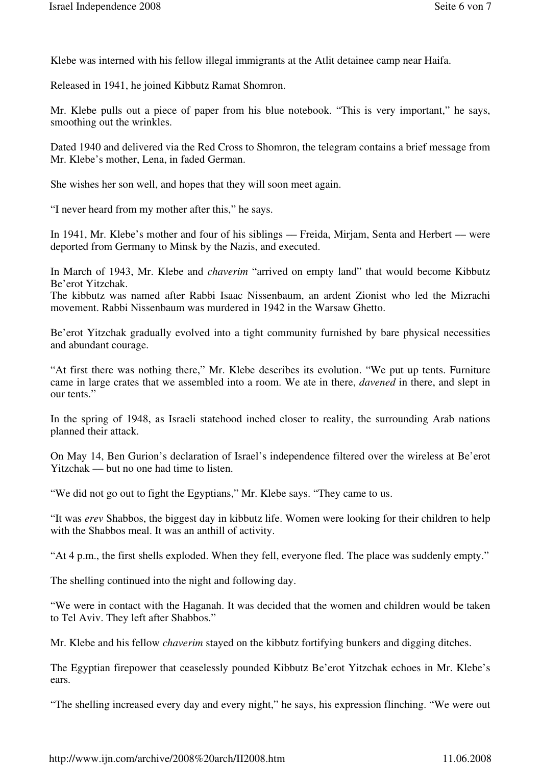Klebe was interned with his fellow illegal immigrants at the Atlit detainee camp near Haifa.

Released in 1941, he joined Kibbutz Ramat Shomron.

Mr. Klebe pulls out a piece of paper from his blue notebook. "This is very important," he says, smoothing out the wrinkles.

Dated 1940 and delivered via the Red Cross to Shomron, the telegram contains a brief message from Mr. Klebe's mother, Lena, in faded German.

She wishes her son well, and hopes that they will soon meet again.

"I never heard from my mother after this," he says.

In 1941, Mr. Klebe's mother and four of his siblings — Freida, Mirjam, Senta and Herbert — were deported from Germany to Minsk by the Nazis, and executed.

In March of 1943, Mr. Klebe and *chaverim* "arrived on empty land" that would become Kibbutz Be'erot Yitzchak.
The kibbutz was named after Rabbi Isaac Nissenbaum, an ardent Zionist who led the Mizrachi movement. Rabbi Nissenbaum was murdered in 1942 in the Warsaw Ghetto.

Be'erot Yitzchak gradually evolved into a tight community furnished by bare physical necessities and abundant courage.

"At first there was nothing there," Mr. Klebe describes its evolution. "We put up tents. Furniture came in large crates that we assembled into a room. We ate in there, *davened* in there, and slept in our tents."

In the spring of 1948, as Israeli statehood inched closer to reality, the surrounding Arab nations planned their attack.

On May 14, Ben Gurion's declaration of Israel's independence filtered over the wireless at Be'erot Yitzchak — but no one had time to listen.

"We did not go out to fight the Egyptians," Mr. Klebe says. "They came to us.

"It was *erev* Shabbos, the biggest day in kibbutz life. Women were looking for their children to help with the Shabbos meal. It was an anthill of activity.

"At 4 p.m., the first shells exploded. When they fell, everyone fled. The place was suddenly empty."

The shelling continued into the night and following day.

"We were in contact with the Haganah. It was decided that the women and children would be taken to Tel Aviv. They left after Shabbos."

Mr. Klebe and his fellow *chaverim* stayed on the kibbutz fortifying bunkers and digging ditches.

The Egyptian firepower that ceaselessly pounded Kibbutz Be'erot Yitzchak echoes in Mr. Klebe's ears.

"The shelling increased every day and every night," he says, his expression flinching. "We were out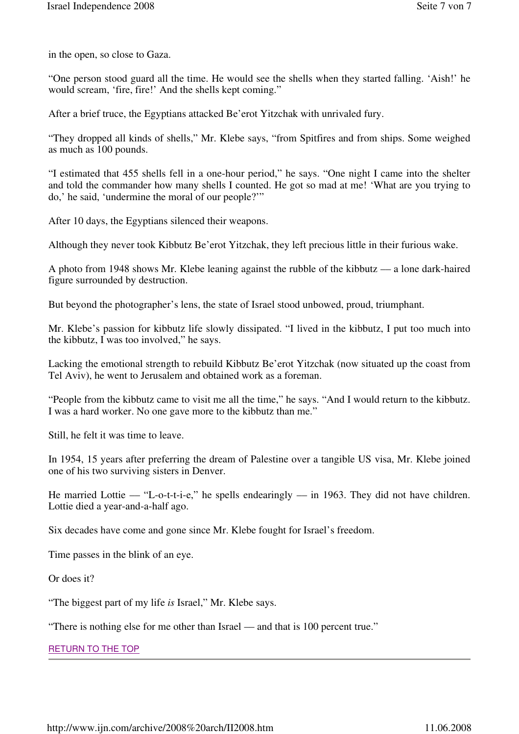in the open, so close to Gaza.

“One person stood guard all the time. He would see the shells when they started falling. ‘Aish!’ he would scream, ‘fire, fire!’ And the shells kept coming.”

After a brief truce, the Egyptians attacked Be’erot Yitzchak with unrivaled fury.

“They dropped all kinds of shells,” Mr. Klebe says, “from Spitfires and from ships. Some weighed as much as 100 pounds.

“I estimated that 455 shells fell in a one-hour period,” he says. “One night I came into the shelter and told the commander how many shells I counted. He got so mad at me! ‘What are you trying to do,’ he said, ‘undermine the moral of our people?’”

After 10 days, the Egyptians silenced their weapons.

Although they never took Kibbutz Be’erot Yitzchak, they left precious little in their furious wake.

A photo from 1948 shows Mr. Klebe leaning against the rubble of the kibbutz — a lone dark-haired figure surrounded by destruction.

But beyond the photographer’s lens, the state of Israel stood unbowed, proud, triumphant.

Mr. Klebe’s passion for kibbutz life slowly dissipated. “I lived in the kibbutz, I put too much into the kibbutz, I was too involved,” he says.

Lacking the emotional strength to rebuild Kibbutz Be’erot Yitzchak (now situated up the coast from Tel Aviv), he went to Jerusalem and obtained work as a foreman.

“People from the kibbutz came to visit me all the time,” he says. “And I would return to the kibbutz. I was a hard worker. No one gave more to the kibbutz than me.”

Still, he felt it was time to leave.

In 1954, 15 years after preferring the dream of Palestine over a tangible US visa, Mr. Klebe joined one of his two surviving sisters in Denver.

He married Lottie — “L-o-t-t-i-e,” he spells endearingly — in 1963. They did not have children. Lottie died a year-and-a-half ago.

Six decades have come and gone since Mr. Klebe fought for Israel’s freedom.

Time passes in the blink of an eye.

Or does it?

“The biggest part of my life *is* Israel,” Mr. Klebe says.

“There is nothing else for me other than Israel — and that is 100 percent true.”

RETURN TO THE TOP